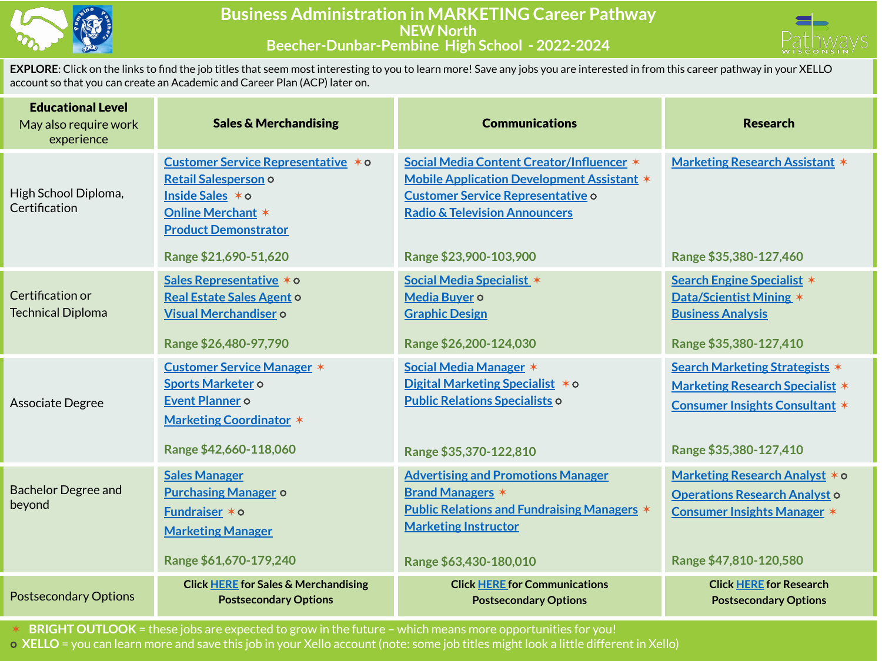# Business Administration in MARKETING Career Pathway

## NEW North

## Beecher-Dunbar-Pembine High School - 2022-2024

**EXPLORE**: Click on the links to find the job titles that seem most interesting to you to learn more! Save any jobs you are interested in from this career pathway in your XELLO account so that you can create an Academic and Career Plan (ACP) later on.

| **Educational Level** May also require work experience | **Sales & Merchandising** | **Communications** | **Research** |
|---|---|---|---|
| High School Diploma, Certification | Customer Service Representative ✶ ○<br>Retail Salesperson ○<br>Inside Sales ✶ ○<br>Online Merchant ✶<br>Product Demonstrator<br><br>Range $21,690-51,620 | Social Media Content Creator/Influencer ✶<br>Mobile Application Development Assistant ✶<br>Customer Service Representative ○<br>Radio & Television Announcers<br><br>Range $23,900-103,900 | Marketing Research Assistant ✶<br><br>Range $35,380-127,460 |
| Certification or Technical Diploma | Sales Representative ✶ ○<br>Real Estate Sales Agent ○<br>Visual Merchandiser ○<br><br>Range $26,480-97,790 | Social Media Specialist ✶<br>Media Buyer ○<br>Graphic Design<br><br>Range $26,200-124,030 | Search Engine Specialist ✶<br>Data/Scientist Mining ✶<br>Business Analysis<br><br>Range $35,380-127,410 |
| Associate Degree | Customer Service Manager ✶<br>Sports Marketer ○<br>Event Planner ○<br>Marketing Coordinator ✶<br><br>Range $42,660-118,060 | Social Media Manager ✶<br>Digital Marketing Specialist ✶ ○<br>Public Relations Specialists ○<br><br>Range $35,370-122,810 | Search Marketing Strategists ✶<br>Marketing Research Specialist ✶<br>Consumer Insights Consultant ✶<br><br>Range $35,380-127,410 |
| Bachelor Degree and beyond | Sales Manager<br>Purchasing Manager ○<br>Fundraiser ✶ ○<br>Marketing Manager<br><br>Range $61,670-179,240 | Advertising and Promotions Manager<br>Brand Managers ✶<br>Public Relations and Fundraising Managers ✶<br>Marketing Instructor<br><br>Range $63,430-180,010 | Marketing Research Analyst ✶ ○<br>Operations Research Analyst ○<br>Consumer Insights Manager ✶<br><br>Range $47,810-120,580 |
| Postsecondary Options | Click HERE for Sales & Merchandising Postsecondary Options | Click HERE for Communications Postsecondary Options | Click HERE for Research Postsecondary Options |

✶ **BRIGHT OUTLOOK** = these jobs are expected to grow in the future – which means more opportunities for you!

○ **XELLO** = you can learn more and save this job in your Xello account (note: some job titles might look a little different in Xello)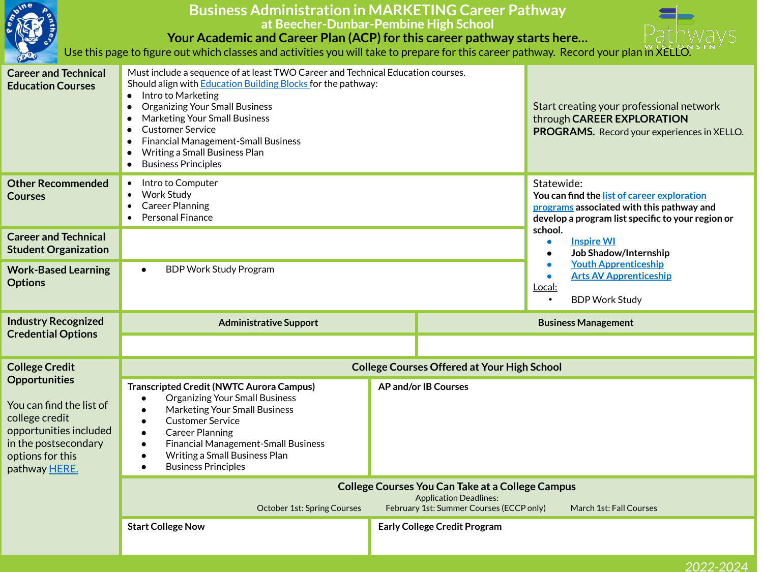# Business Administration in MARKETING Career Pathway

## at Beecher-Dunbar-Pembine High School

### Your Academic and Career Plan (ACP) for this career pathway starts here...

Use this page to figure out which classes and activities you will take to prepare for this career pathway. Record your plan in XELLO.

**Career and Technical Education Courses**

Must include a sequence of at least TWO Career and Technical Education courses.
Should align with Education Building Blocks for the pathway:

- Intro to Marketing
- Organizing Your Small Business
- Marketing Your Small Business
- Customer Service
- Financial Management-Small Business
- Writing a Small Business Plan
- Business Principles

**Other Recommended Courses**

- Intro to Computer
- Work Study
- Career Planning
- Personal Finance

**Career and Technical Student Organization**

**Work-Based Learning Options**

- BDP Work Study Program

Start creating your professional network through **CAREER EXPLORATION PROGRAMS.** Record your experiences in XELLO.

Statewide:
**You can find the list of career exploration programs associated with this pathway and develop a program list specific to your region or school.**

- **Inspire WI**
- **Job Shadow/Internship**
- **Youth Apprenticeship**
- **Arts AV Apprenticeship**

Local:

- BDP Work Study

**Industry Recognized Credential Options**

| Administrative Support | Business Management |
|---|---|
| | |

**College Credit Opportunities**

You can find the list of college credit opportunities included in the postsecondary options for this pathway HERE.

**College Courses Offered at Your High School**

| Transcripted Credit (NWTC Aurora Campus) | AP and/or IB Courses |
|---|---|
| Organizing Your Small Business<br>Marketing Your Small Business<br>Customer Service<br>Career Planning<br>Financial Management-Small Business<br>Writing a Small Business Plan<br>Business Principles | |

**College Courses You Can Take at a College Campus**

Application Deadlines:
October 1st: Spring Courses February 1st: Summer Courses (ECCP only) March 1st: Fall Courses

| Start College Now | Early College Credit Program |
|---|---|
| | |

2022-2024